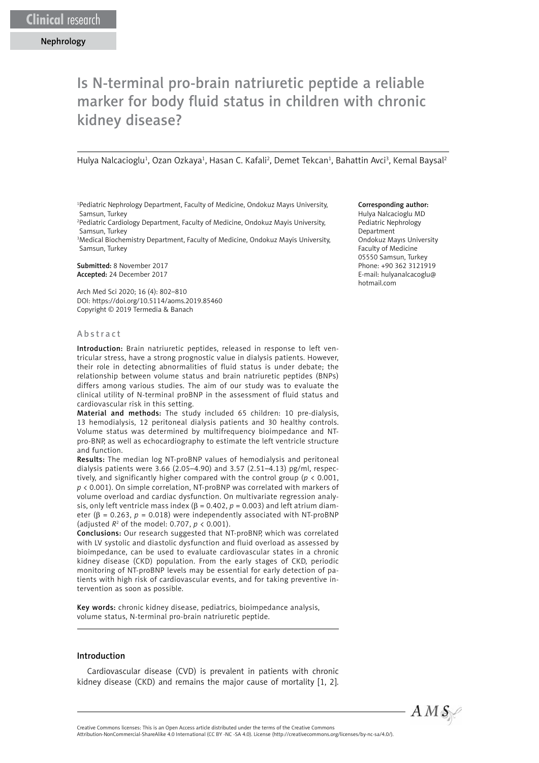Clinical research

Nephrology

# Is N-terminal pro-brain natriuretic peptide a reliable marker for body fluid status in children with chronic kidney disease?

Hulya Nalcacioglu[1], Ozan Ozkaya[1], Hasan C. Kafali[2], Demet Tekcan[1], Bahattin Avci[3], Kemal Baysal[2]

[1]Pediatric Nephrology Department, Faculty of Medicine, Ondokuz Mayıs University, Samsun, Turkey
[2]Pediatric Cardiology Department, Faculty of Medicine, Ondokuz Mayis University, Samsun, Turkey
[3]Medical Biochemistry Department, Faculty of Medicine, Ondokuz Mayis University, Samsun, Turkey

**Submitted:** 8 November 2017
**Accepted:** 24 December 2017

Arch Med Sci 2020; 16 (4): 802–810
DOI: https://doi.org/10.5114/aoms.2019.85460
Copyright © 2019 Termedia & Banach

**Corresponding author:**
Hulya Nalcacioglu MD
Pediatric Nephrology Department
Ondokuz Mayıs University Faculty of Medicine
05550 Samsun, Turkey
Phone: +90 362 3121919
E-mail: hulyanalcacoglu@hotmail.com

## Abstract

**Introduction:** Brain natriuretic peptides, released in response to left ventricular stress, have a strong prognostic value in dialysis patients. However, their role in detecting abnormalities of fluid status is under debate; the relationship between volume status and brain natriuretic peptides (BNPs) differs among various studies. The aim of our study was to evaluate the clinical utility of N-terminal proBNP in the assessment of fluid status and cardiovascular risk in this setting.

**Material and methods:** The study included 65 children: 10 pre-dialysis, 13 hemodialysis, 12 peritoneal dialysis patients and 30 healthy controls. Volume status was determined by multifrequency bioimpedance and NT-pro-BNP, as well as echocardiography to estimate the left ventricle structure and function.

**Results:** The median log NT-proBNP values of hemodialysis and peritoneal dialysis patients were 3.66 (2.05–4.90) and 3.57 (2.51–4.13) pg/ml, respectively, and significantly higher compared with the control group ($p < 0.001$, $p < 0.001$). On simple correlation, NT-proBNP was correlated with markers of volume overload and cardiac dysfunction. On multivariate regression analysis, only left ventricle mass index ($\beta = 0.402$, $p = 0.003$) and left atrium diameter ($\beta = 0.263$, $p = 0.018$) were independently associated with NT-proBNP (adjusted $R^2$ of the model: 0.707, $p < 0.001$).

**Conclusions:** Our research suggested that NT-proBNP, which was correlated with LV systolic and diastolic dysfunction and fluid overload as assessed by bioimpedance, can be used to evaluate cardiovascular states in a chronic kidney disease (CKD) population. From the early stages of CKD, periodic monitoring of NT-proBNP levels may be essential for early detection of patients with high risk of cardiovascular events, and for taking preventive intervention as soon as possible.

**Key words:** chronic kidney disease, pediatrics, bioimpedance analysis, volume status, N-terminal pro-brain natriuretic peptide.

## Introduction

Cardiovascular disease (CVD) is prevalent in patients with chronic kidney disease (CKD) and remains the major cause of mortality [1, 2].

Creative Commons licenses: This is an Open Access article distributed under the terms of the Creative Commons Attribution-NonCommercial-ShareAlike 4.0 International (CC BY -NC -SA 4.0). License (http://creativecommons.org/licenses/by-nc-sa/4.0/).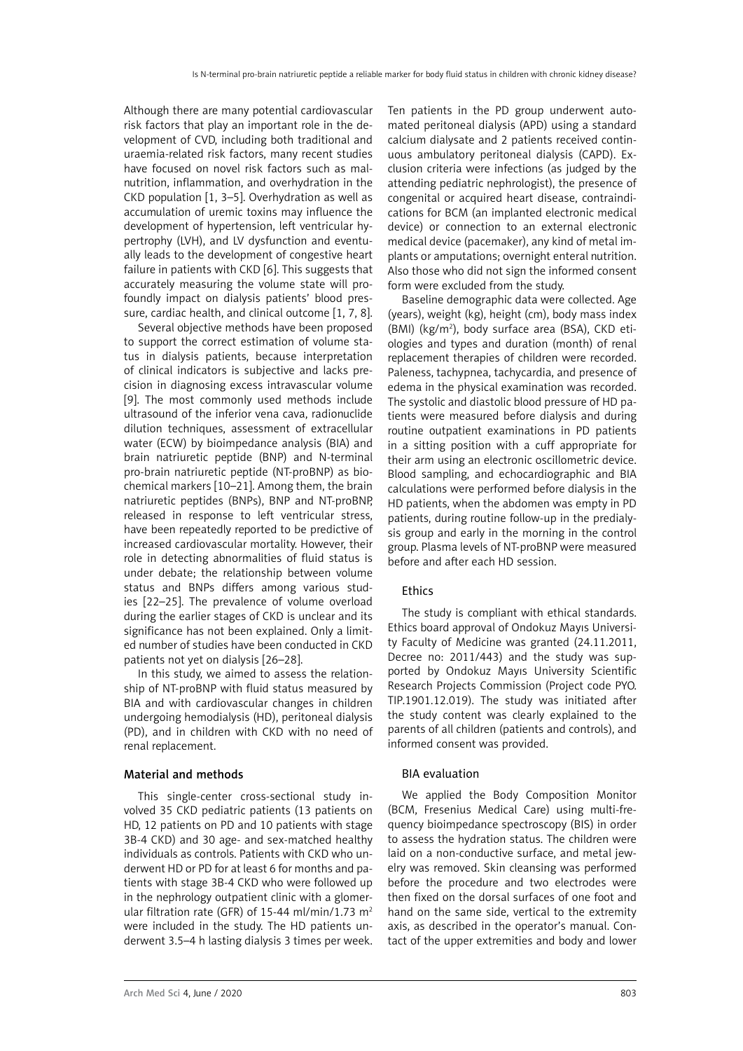Although there are many potential cardiovascular risk factors that play an important role in the development of CVD, including both traditional and uraemia-related risk factors, many recent studies have focused on novel risk factors such as malnutrition, inflammation, and overhydration in the CKD population [1, 3–5]. Overhydration as well as accumulation of uremic toxins may influence the development of hypertension, left ventricular hypertrophy (LVH), and LV dysfunction and eventually leads to the development of congestive heart failure in patients with CKD [6]. This suggests that accurately measuring the volume state will profoundly impact on dialysis patients' blood pressure, cardiac health, and clinical outcome [1, 7, 8].

Several objective methods have been proposed to support the correct estimation of volume status in dialysis patients, because interpretation of clinical indicators is subjective and lacks precision in diagnosing excess intravascular volume [9]. The most commonly used methods include ultrasound of the inferior vena cava, radionuclide dilution techniques, assessment of extracellular water (ECW) by bioimpedance analysis (BIA) and brain natriuretic peptide (BNP) and N-terminal pro-brain natriuretic peptide (NT-proBNP) as biochemical markers [10–21]. Among them, the brain natriuretic peptides (BNPs), BNP and NT-proBNP, released in response to left ventricular stress, have been repeatedly reported to be predictive of increased cardiovascular mortality. However, their role in detecting abnormalities of fluid status is under debate; the relationship between volume status and BNPs differs among various studies [22–25]. The prevalence of volume overload during the earlier stages of CKD is unclear and its significance has not been explained. Only a limited number of studies have been conducted in CKD patients not yet on dialysis [26–28].

In this study, we aimed to assess the relationship of NT-proBNP with fluid status measured by BIA and with cardiovascular changes in children undergoing hemodialysis (HD), peritoneal dialysis (PD), and in children with CKD with no need of renal replacement.

## Material and methods

This single-center cross-sectional study involved 35 CKD pediatric patients (13 patients on HD, 12 patients on PD and 10 patients with stage 3B-4 CKD) and 30 age- and sex-matched healthy individuals as controls. Patients with CKD who underwent HD or PD for at least 6 for months and patients with stage 3B-4 CKD who were followed up in the nephrology outpatient clinic with a glomerular filtration rate (GFR) of 15-44 ml/min/1.73 m$^2$ were included in the study. The HD patients underwent 3.5–4 h lasting dialysis 3 times per week. Ten patients in the PD group underwent automated peritoneal dialysis (APD) using a standard calcium dialysate and 2 patients received continuous ambulatory peritoneal dialysis (CAPD). Exclusion criteria were infections (as judged by the attending pediatric nephrologist), the presence of congenital or acquired heart disease, contraindications for BCM (an implanted electronic medical device) or connection to an external electronic medical device (pacemaker), any kind of metal implants or amputations; overnight enteral nutrition. Also those who did not sign the informed consent form were excluded from the study.

Baseline demographic data were collected. Age (years), weight (kg), height (cm), body mass index (BMI) (kg/m$^2$), body surface area (BSA), CKD etiologies and types and duration (month) of renal replacement therapies of children were recorded. Paleness, tachypnea, tachycardia, and presence of edema in the physical examination was recorded. The systolic and diastolic blood pressure of HD patients were measured before dialysis and during routine outpatient examinations in PD patients in a sitting position with a cuff appropriate for their arm using an electronic oscillometric device. Blood sampling, and echocardiographic and BIA calculations were performed before dialysis in the HD patients, when the abdomen was empty in PD patients, during routine follow-up in the predialysis group and early in the morning in the control group. Plasma levels of NT-proBNP were measured before and after each HD session.

### Ethics

The study is compliant with ethical standards. Ethics board approval of Ondokuz Mayıs University Faculty of Medicine was granted (24.11.2011, Decree no: 2011/443) and the study was supported by Ondokuz Mayıs University Scientific Research Projects Commission (Project code PYO. TIP.1901.12.019). The study was initiated after the study content was clearly explained to the parents of all children (patients and controls), and informed consent was provided.

### BIA evaluation

We applied the Body Composition Monitor (BCM, Fresenius Medical Care) using multi-frequency bioimpedance spectroscopy (BIS) in order to assess the hydration status. The children were laid on a non-conductive surface, and metal jewelry was removed. Skin cleansing was performed before the procedure and two electrodes were then fixed on the dorsal surfaces of one foot and hand on the same side, vertical to the extremity axis, as described in the operator's manual. Contact of the upper extremities and body and lower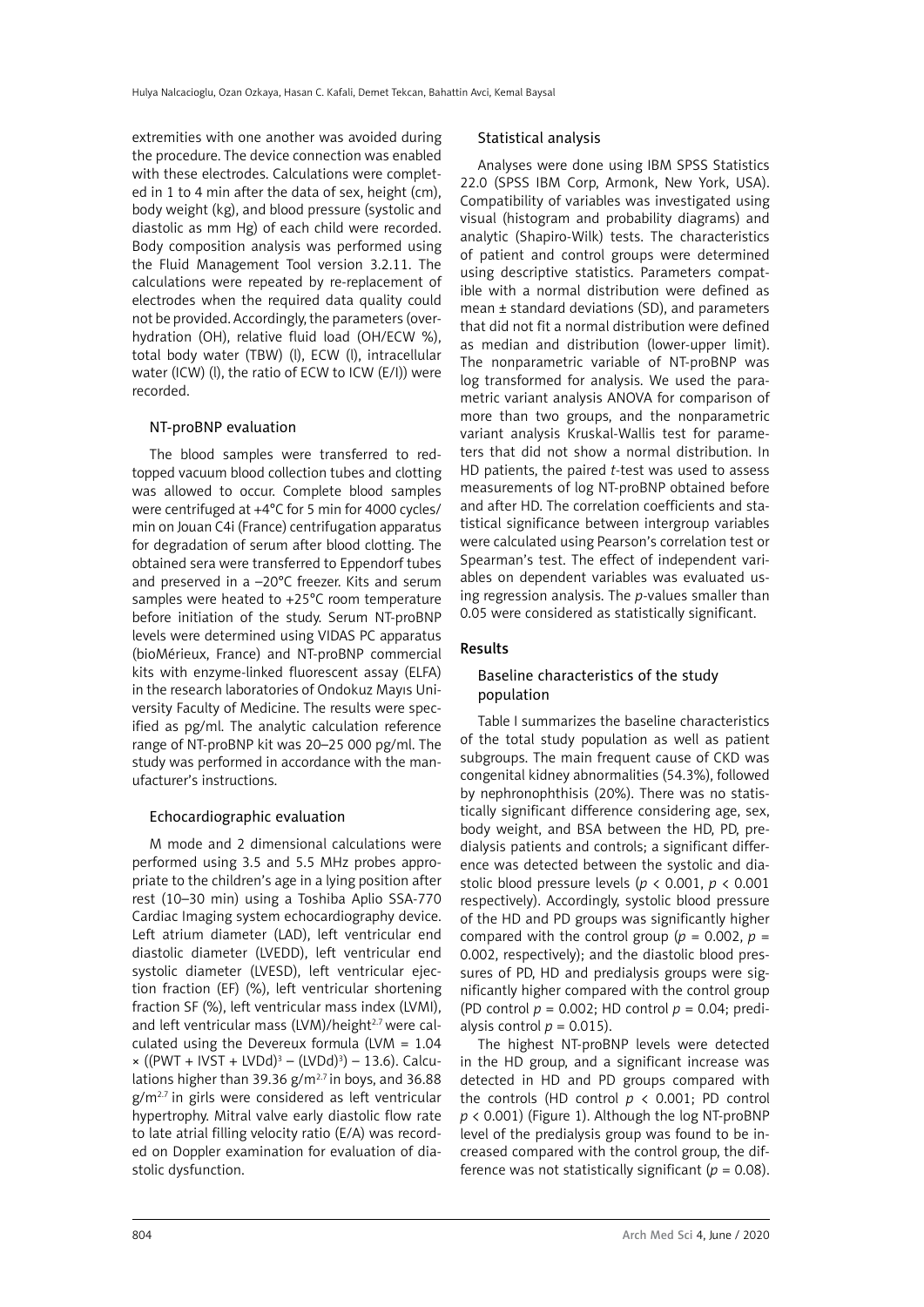extremities with one another was avoided during the procedure. The device connection was enabled with these electrodes. Calculations were completed in 1 to 4 min after the data of sex, height (cm), body weight (kg), and blood pressure (systolic and diastolic as mm Hg) of each child were recorded. Body composition analysis was performed using the Fluid Management Tool version 3.2.11. The calculations were repeated by re-replacement of electrodes when the required data quality could not be provided. Accordingly, the parameters (overhydration (OH), relative fluid load (OH/ECW %), total body water (TBW) (l), ECW (l), intracellular water (ICW) (l), the ratio of ECW to ICW (E/I)) were recorded.

### NT-proBNP evaluation

The blood samples were transferred to red-topped vacuum blood collection tubes and clotting was allowed to occur. Complete blood samples were centrifuged at +4°C for 5 min for 4000 cycles/min on Jouan C4i (France) centrifugation apparatus for degradation of serum after blood clotting. The obtained sera were transferred to Eppendorf tubes and preserved in a –20°C freezer. Kits and serum samples were heated to +25°C room temperature before initiation of the study. Serum NT-proBNP levels were determined using VIDAS PC apparatus (bioMérieux, France) and NT-proBNP commercial kits with enzyme-linked fluorescent assay (ELFA) in the research laboratories of Ondokuz Mayıs University Faculty of Medicine. The results were specified as pg/ml. The analytic calculation reference range of NT-proBNP kit was 20–25 000 pg/ml. The study was performed in accordance with the manufacturer's instructions.

### Echocardiographic evaluation

M mode and 2 dimensional calculations were performed using 3.5 and 5.5 MHz probes appropriate to the children's age in a lying position after rest (10–30 min) using a Toshiba Aplio SSA-770 Cardiac Imaging system echocardiography device. Left atrium diameter (LAD), left ventricular end diastolic diameter (LVEDD), left ventricular end systolic diameter (LVESD), left ventricular ejection fraction (EF) (%), left ventricular shortening fraction SF (%), left ventricular mass index (LVMI), and left ventricular mass (LVM)/height$^{2.7}$ were calculated using the Devereux formula (LVM = $1.04 \times ((PWT + IVST + LVDd)^3 - (LVDd)^3) - 13.6$). Calculations higher than 39.36 g/m$^{2.7}$ in boys, and 36.88 g/m$^{2.7}$ in girls were considered as left ventricular hypertrophy. Mitral valve early diastolic flow rate to late atrial filling velocity ratio (E/A) was recorded on Doppler examination for evaluation of diastolic dysfunction.

### Statistical analysis

Analyses were done using IBM SPSS Statistics 22.0 (SPSS IBM Corp, Armonk, New York, USA). Compatibility of variables was investigated using visual (histogram and probability diagrams) and analytic (Shapiro-Wilk) tests. The characteristics of patient and control groups were determined using descriptive statistics. Parameters compatible with a normal distribution were defined as mean ± standard deviations (SD), and parameters that did not fit a normal distribution were defined as median and distribution (lower-upper limit). The nonparametric variable of NT-proBNP was log transformed for analysis. We used the parametric variant analysis ANOVA for comparison of more than two groups, and the nonparametric variant analysis Kruskal-Wallis test for parameters that did not show a normal distribution. In HD patients, the paired *t*-test was used to assess measurements of log NT-proBNP obtained before and after HD. The correlation coefficients and statistical significance between intergroup variables were calculated using Pearson's correlation test or Spearman's test. The effect of independent variables on dependent variables was evaluated using regression analysis. The *p*-values smaller than 0.05 were considered as statistically significant.

## Results

### Baseline characteristics of the study population

Table I summarizes the baseline characteristics of the total study population as well as patient subgroups. The main frequent cause of CKD was congenital kidney abnormalities (54.3%), followed by nephronophthisis (20%). There was no statistically significant difference considering age, sex, body weight, and BSA between the HD, PD, predialysis patients and controls; a significant difference was detected between the systolic and diastolic blood pressure levels ($p < 0.001$, $p < 0.001$ respectively). Accordingly, systolic blood pressure of the HD and PD groups was significantly higher compared with the control group ($p = 0.002$, $p = 0.002$, respectively); and the diastolic blood pressures of PD, HD and predialysis groups were significantly higher compared with the control group (PD control $p = 0.002$; HD control $p = 0.04$; predialysis control $p = 0.015$).

The highest NT-proBNP levels were detected in the HD group, and a significant increase was detected in HD and PD groups compared with the controls (HD control $p < 0.001$; PD control $p < 0.001$) (Figure 1). Although the log NT-proBNP level of the predialysis group was found to be increased compared with the control group, the difference was not statistically significant ($p = 0.08$).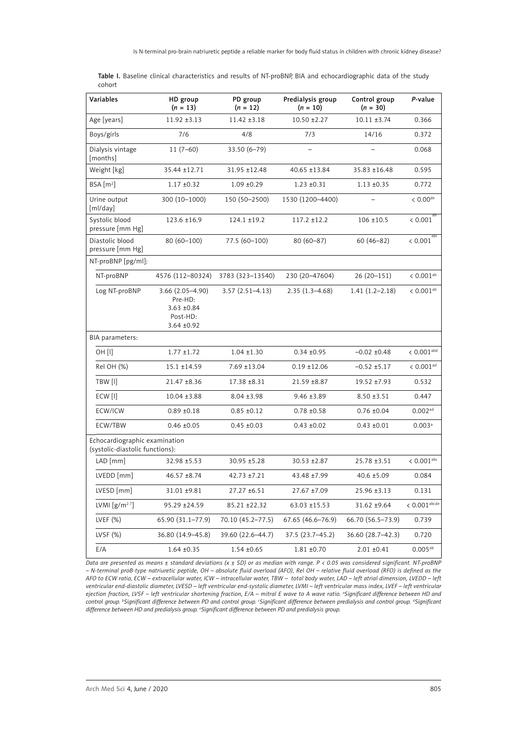**Table I.** Baseline clinical characteristics and results of NT-proBNP, BIA and echocardiographic data of the study cohort

| Variables | HD group ($n$ = 13) | PD group ($n$ = 12) | Predialysis group ($n$ = 10) | Control group ($n$ = 30) | $P$-value |
|---|---|---|---|---|---|
| Age [years] | 11.92 ±3.13 | 11.42 ±3.18 | 10.50 ±2.27 | 10.11 ±3.74 | 0.366 |
| Boys/girls | 7/6 | 4/8 | 7/3 | 14/16 | 0.372 |
| Dialysis vintage [months] | 11 (7–60) | 33.50 (6–79) | – | – | 0.068 |
| Weight [kg] | 35.44 ±12.71 | 31.95 ±12.48 | 40.65 ±13.84 | 35.83 ±16.48 | 0.595 |
| BSA [m$^2$] | 1.17 ±0.32 | 1.09 ±0.29 | 1.23 ±0.31 | 1.13 ±0.35 | 0.772 |
| Urine output [ml/day] | 300 (10–1000) | 150 (50–2500) | 1530 (1200–4400) | – | < 0.00[de] |
| Systolic blood pressure [mm Hg] | 123.6 ±16.9 | 124.1 ±19.2 | 117.2 ±12.2 | 106 ±10.5 | < 0.001[ab] |
| Diastolic blood pressure [mm Hg] | 80 (60–100) | 77.5 (60–100) | 80 (60–87) | 60 (46–82) | < 0.001[abc] |
| NT-proBNP [pg/ml]: | | | | | |
| NT-proBNP | 4576 (112–80324) | 3783 (323–13540) | 230 (20–47604) | 26 (20–151) | < 0.001[ab] |
| Log NT-proBNP | 3.66 (2.05–4.90) Pre-HD: 3.63 ±0.84 Post-HD: 3.64 ±0.92 | 3.57 (2.51–4.13) | 2.35 (1.3–4.68) | 1.41 (1.2–2.18) | < 0.001[ab] |
| BIA parameters: | | | | | |
| OH [l] | 1.77 ±1.72 | 1.04 ±1.30 | 0.34 ±0.95 | –0.02 ±0.48 | < 0.001[abd] |
| Rel OH (%) | 15.1 ±14.59 | 7.69 ±13.04 | 0.19 ±12.06 | –0.52 ±5.17 | < 0.001[ad] |
| TBW [l] | 21.47 ±8.36 | 17.38 ±8.31 | 21.59 ±8.87 | 19.52 ±7.93 | 0.532 |
| ECW [l] | 10.04 ±3.88 | 8.04 ±3.98 | 9.46 ±3.89 | 8.50 ±3.51 | 0.447 |
| ECW/ICW | 0.89 ±0.18 | 0.85 ±0.12 | 0.78 ±0.58 | 0.76 ±0.04 | 0.002[ad] |
| ECW/TBW | 0.46 ±0.05 | 0.45 ±0.03 | 0.43 ±0.02 | 0.43 ±0.01 | 0.003[a] |
| Echocardiographic examination (systolic-diastolic functions): | | | | | |
| LAD [mm] | 32.98 ±5.53 | 30.95 ±5.28 | 30.53 ±2.87 | 25.78 ±3.51 | < 0.001[abc] |
| LVEDD [mm] | 46.57 ±8.74 | 42.73 ±7.21 | 43.48 ±7.99 | 40.6 ±5.09 | 0.084 |
| LVESD [mm] | 31.01 ±9.81 | 27.27 ±6.51 | 27.67 ±7.09 | 25.96 ±3.13 | 0.131 |
| LVMI [g/m$^{2.7}$] | 95.29 ±24.59 | 85.21 ±22.32 | 63.03 ±15.53 | 31.62 ±9.64 | < 0.001[abcde] |
| LVEF (%) | 65.90 (31.1–77.9) | 70.10 (45.2–77.5) | 67.65 (46.6–76.9) | 66.70 (56.5–73.9) | 0.739 |
| LVSF (%) | 36.80 (14.9–45.8) | 39.60 (22.6–44.7) | 37.5 (23.7–45.2) | 36.60 (28.7–42.3) | 0.720 |
| E/A | 1.64 ±0.35 | 1.54 ±0.65 | 1.81 ±0.70 | 2.01 ±0.41 | 0.005[ab] |

*Data are presented as means ± standard deviations ($x$ ± SD) or as median with range. $P$ < 0.05 was considered significant. NT-proBNP – N-terminal proB-type natriuretic peptide, OH – absolute fluid overload (AFO), Rel OH – relative fluid overload (RFO) is defined as the AFO to ECW ratio, ECW – extracellular water, ICW – intracellular water, TBW – total body water, LAD – left atrial dimension, LVEDD – left ventricular end-diastolic diameter, LVESD – left ventricular end-systolic diameter, LVMI – left ventricular mass index, LVEF – left ventricular ejection fraction, LVSF – left ventricular shortening fraction, E/A – mitral E wave to A wave ratio. [a]Significant difference between HD and control group. [b]Significant difference between PD and control group. [c]Significant difference between predialysis and control group. [d]Significant difference between HD and predialysis group. [e]Significant difference between PD and predialysis group.*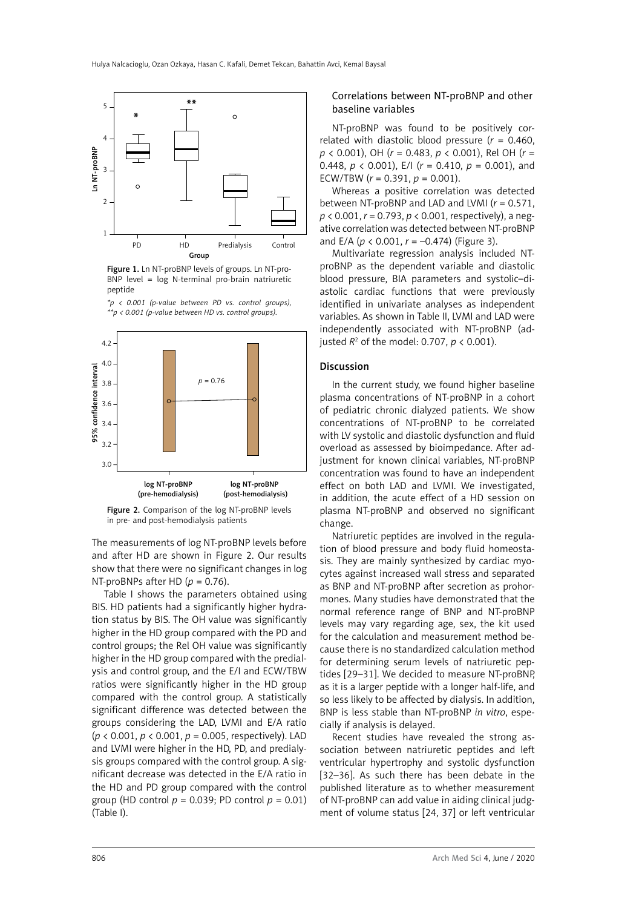Figure 1. Ln NT-proBNP levels of groups. Ln NT-proBNP level = log N-terminal pro-brain natriuretic peptide

*\*p < 0.001 (p-value between PD vs. control groups), \*\*p < 0.001 (p-value between HD vs. control groups).*

Figure 2. Comparison of the log NT-proBNP levels in pre- and post-hemodialysis patients

The measurements of log NT-proBNP levels before and after HD are shown in Figure 2. Our results show that there were no significant changes in log NT-proBNPs after HD ($p = 0.76$).

Table I shows the parameters obtained using BIS. HD patients had a significantly higher hydration status by BIS. The OH value was significantly higher in the HD group compared with the PD and control groups; the Rel OH value was significantly higher in the HD group compared with the predialysis and control group, and the E/I and ECW/TBW ratios were significantly higher in the HD group compared with the control group. A statistically significant difference was detected between the groups considering the LAD, LVMI and E/A ratio ($p < 0.001$, $p < 0.001$, $p = 0.005$, respectively). LAD and LVMI were higher in the HD, PD, and predialysis groups compared with the control group. A significant decrease was detected in the E/A ratio in the HD and PD group compared with the control group (HD control $p = 0.039$; PD control $p = 0.01$) (Table I).

### Correlations between NT-proBNP and other baseline variables

NT-proBNP was found to be positively correlated with diastolic blood pressure ($r = 0.460$, $p < 0.001$), OH ($r = 0.483$, $p < 0.001$), Rel OH ($r = 0.448$, $p < 0.001$), E/I ($r = 0.410$, $p = 0.001$), and ECW/TBW ($r = 0.391$, $p = 0.001$).

Whereas a positive correlation was detected between NT-proBNP and LAD and LVMI ($r = 0.571$, $p < 0.001$, $r = 0.793$, $p < 0.001$, respectively), a negative correlation was detected between NT-proBNP and E/A ($p < 0.001$, $r = -0.474$) (Figure 3).

Multivariate regression analysis included NT-proBNP as the dependent variable and diastolic blood pressure, BIA parameters and systolic–diastolic cardiac functions that were previously identified in univariate analyses as independent variables. As shown in Table II, LVMI and LAD were independently associated with NT-proBNP (adjusted $R^2$ of the model: 0.707, $p < 0.001$).

## Discussion

In the current study, we found higher baseline plasma concentrations of NT-proBNP in a cohort of pediatric chronic dialyzed patients. We show concentrations of NT-proBNP to be correlated with LV systolic and diastolic dysfunction and fluid overload as assessed by bioimpedance. After adjustment for known clinical variables, NT-proBNP concentration was found to have an independent effect on both LAD and LVMI. We investigated, in addition, the acute effect of a HD session on plasma NT-proBNP and observed no significant change.

Natriuretic peptides are involved in the regulation of blood pressure and body fluid homeostasis. They are mainly synthesized by cardiac myocytes against increased wall stress and separated as BNP and NT-proBNP after secretion as prohormones. Many studies have demonstrated that the normal reference range of BNP and NT-proBNP levels may vary regarding age, sex, the kit used for the calculation and measurement method because there is no standardized calculation method for determining serum levels of natriuretic peptides [29–31]. We decided to measure NT-proBNP, as it is a larger peptide with a longer half-life, and so less likely to be affected by dialysis. In addition, BNP is less stable than NT-proBNP *in vitro*, especially if analysis is delayed.

Recent studies have revealed the strong association between natriuretic peptides and left ventricular hypertrophy and systolic dysfunction [32–36]. As such there has been debate in the published literature as to whether measurement of NT-proBNP can add value in aiding clinical judgment of volume status [24, 37] or left ventricular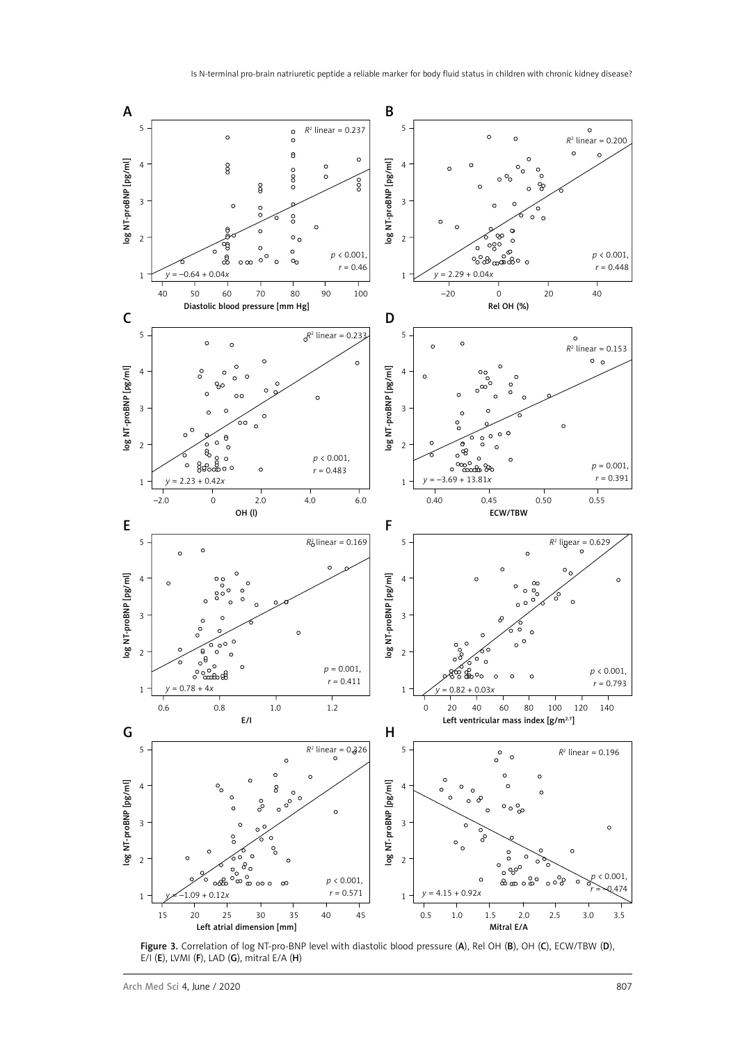Figure 3. Correlation of log NT-pro-BNP level with diastolic blood pressure (A), Rel OH (B), OH (C), ECW/TBW (D), E/I (E), LVMI (F), LAD (G), mitral E/A (H)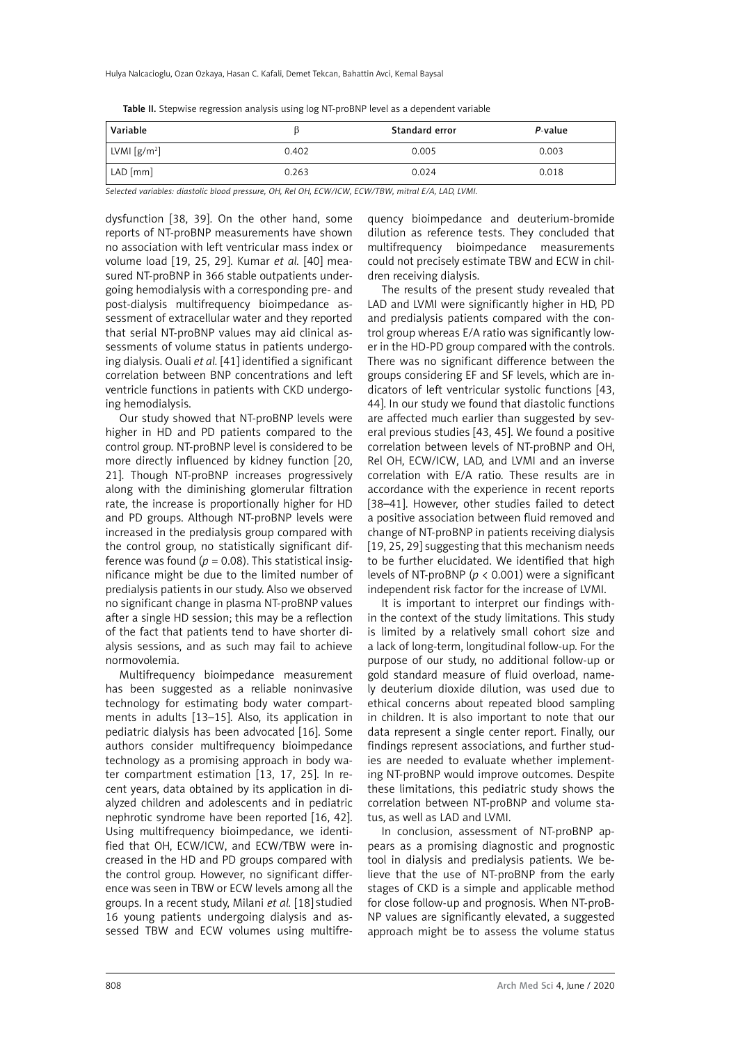Table II. Stepwise regression analysis using log NT-proBNP level as a dependent variable

| Variable | β | Standard error | *P*-value |
|---|---|---|---|
| LVMI [g/m$^2$] | 0.402 | 0.005 | 0.003 |
| LAD [mm] | 0.263 | 0.024 | 0.018 |

*Selected variables: diastolic blood pressure, OH, Rel OH, ECW/ICW, ECW/TBW, mitral E/A, LAD, LVMI.*

dysfunction [38, 39]. On the other hand, some reports of NT-proBNP measurements have shown no association with left ventricular mass index or volume load [19, 25, 29]. Kumar *et al.* [40] measured NT-proBNP in 366 stable outpatients undergoing hemodialysis with a corresponding pre- and post-dialysis multifrequency bioimpedance assessment of extracellular water and they reported that serial NT-proBNP values may aid clinical assessments of volume status in patients undergoing dialysis. Ouali *et al.* [41] identified a significant correlation between BNP concentrations and left ventricle functions in patients with CKD undergoing hemodialysis.

Our study showed that NT-proBNP levels were higher in HD and PD patients compared to the control group. NT-proBNP level is considered to be more directly influenced by kidney function [20, 21]. Though NT-proBNP increases progressively along with the diminishing glomerular filtration rate, the increase is proportionally higher for HD and PD groups. Although NT-proBNP levels were increased in the predialysis group compared with the control group, no statistically significant difference was found ($p = 0.08$). This statistical insignificance might be due to the limited number of predialysis patients in our study. Also we observed no significant change in plasma NT-proBNP values after a single HD session; this may be a reflection of the fact that patients tend to have shorter dialysis sessions, and as such may fail to achieve normovolemia.

Multifrequency bioimpedance measurement has been suggested as a reliable noninvasive technology for estimating body water compartments in adults [13–15]. Also, its application in pediatric dialysis has been advocated [16]. Some authors consider multifrequency bioimpedance technology as a promising approach in body water compartment estimation [13, 17, 25]. In recent years, data obtained by its application in dialyzed children and adolescents and in pediatric nephrotic syndrome have been reported [16, 42]. Using multifrequency bioimpedance, we identified that OH, ECW/ICW, and ECW/TBW were increased in the HD and PD groups compared with the control group. However, no significant difference was seen in TBW or ECW levels among all the groups. In a recent study, Milani *et al.* [18] studied 16 young patients undergoing dialysis and assessed TBW and ECW volumes using multifrequency bioimpedance and deuterium-bromide dilution as reference tests. They concluded that multifrequency bioimpedance measurements could not precisely estimate TBW and ECW in children receiving dialysis.

The results of the present study revealed that LAD and LVMI were significantly higher in HD, PD and predialysis patients compared with the control group whereas E/A ratio was significantly lower in the HD-PD group compared with the controls. There was no significant difference between the groups considering EF and SF levels, which are indicators of left ventricular systolic functions [43, 44]. In our study we found that diastolic functions are affected much earlier than suggested by several previous studies [43, 45]. We found a positive correlation between levels of NT-proBNP and OH, Rel OH, ECW/ICW, LAD, and LVMI and an inverse correlation with E/A ratio. These results are in accordance with the experience in recent reports [38–41]. However, other studies failed to detect a positive association between fluid removed and change of NT-proBNP in patients receiving dialysis [19, 25, 29] suggesting that this mechanism needs to be further elucidated. We identified that high levels of NT-proBNP ($p < 0.001$) were a significant independent risk factor for the increase of LVMI.

It is important to interpret our findings within the context of the study limitations. This study is limited by a relatively small cohort size and a lack of long-term, longitudinal follow-up. For the purpose of our study, no additional follow-up or gold standard measure of fluid overload, namely deuterium dioxide dilution, was used due to ethical concerns about repeated blood sampling in children. It is also important to note that our data represent a single center report. Finally, our findings represent associations, and further studies are needed to evaluate whether implementing NT-proBNP would improve outcomes. Despite these limitations, this pediatric study shows the correlation between NT-proBNP and volume status, as well as LAD and LVMI.

In conclusion, assessment of NT-proBNP appears as a promising diagnostic and prognostic tool in dialysis and predialysis patients. We believe that the use of NT-proBNP from the early stages of CKD is a simple and applicable method for close follow-up and prognosis. When NT-proBNP values are significantly elevated, a suggested approach might be to assess the volume status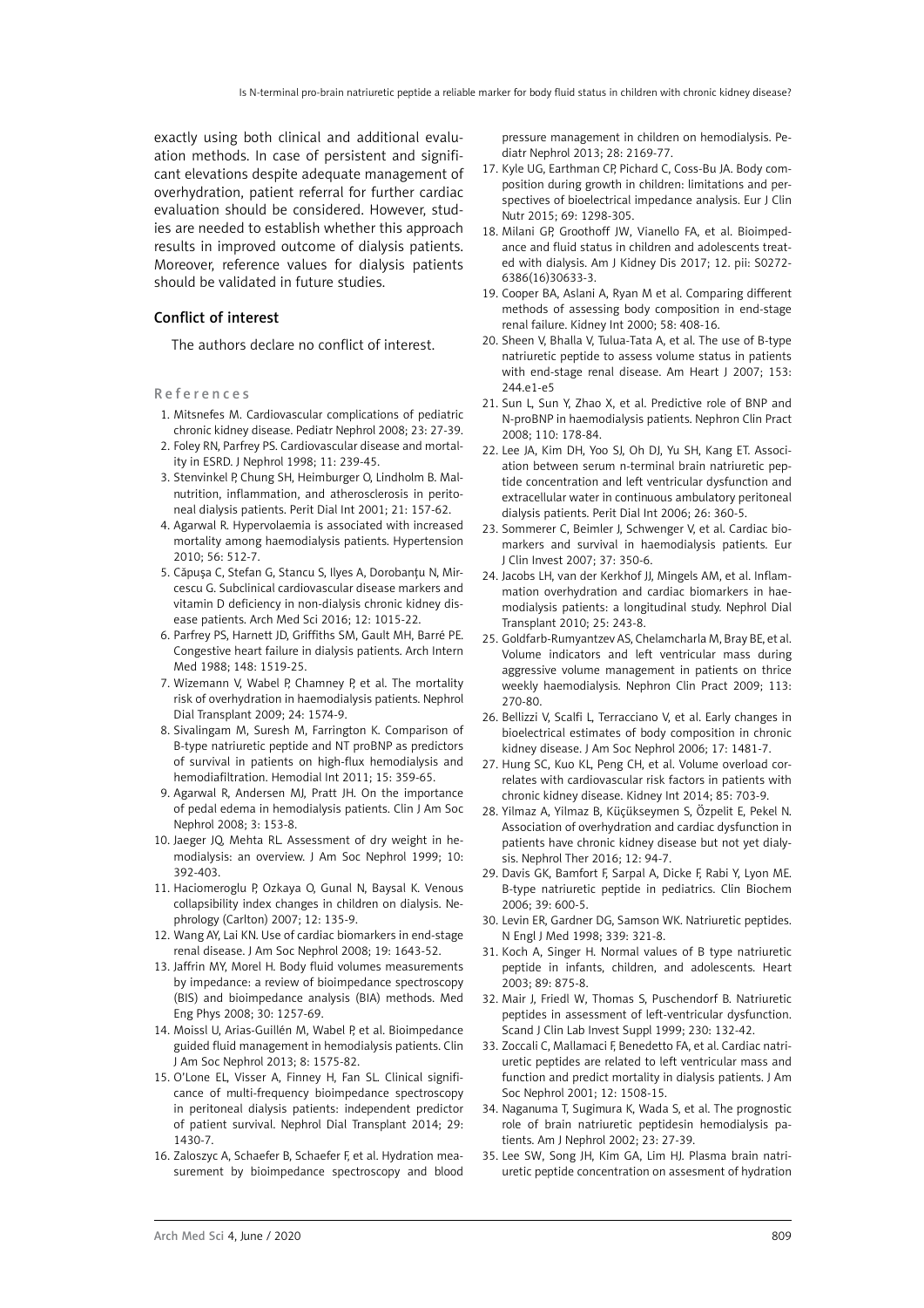exactly using both clinical and additional evaluation methods. In case of persistent and significant elevations despite adequate management of overhydration, patient referral for further cardiac evaluation should be considered. However, studies are needed to establish whether this approach results in improved outcome of dialysis patients. Moreover, reference values for dialysis patients should be validated in future studies.

## Conflict of interest

The authors declare no conflict of interest.

## References

1. Mitsnefes M. Cardiovascular complications of pediatric chronic kidney disease. Pediatr Nephrol 2008; 23: 27-39.
2. Foley RN, Parfrey PS. Cardiovascular disease and mortality in ESRD. J Nephrol 1998; 11: 239-45.
3. Stenvinkel P, Chung SH, Heimburger O, Lindholm B. Malnutrition, inflammation, and atherosclerosis in peritoneal dialysis patients. Perit Dial Int 2001; 21: 157-62.
4. Agarwal R. Hypervolaemia is associated with increased mortality among haemodialysis patients. Hypertension 2010; 56: 512-7.
5. Căpuşa C, Stefan G, Stancu S, Ilyes A, Dorobanţu N, Mircescu G. Subclinical cardiovascular disease markers and vitamin D deficiency in non-dialysis chronic kidney disease patients. Arch Med Sci 2016; 12: 1015-22.
6. Parfrey PS, Harnett JD, Griffiths SM, Gault MH, Barré PE. Congestive heart failure in dialysis patients. Arch Intern Med 1988; 148: 1519-25.
7. Wizemann V, Wabel P, Chamney P, et al. The mortality risk of overhydration in haemodialysis patients. Nephrol Dial Transplant 2009; 24: 1574-9.
8. Sivalingam M, Suresh M, Farrington K. Comparison of B-type natriuretic peptide and NT proBNP as predictors of survival in patients on high-flux hemodialysis and hemodiafiltration. Hemodial Int 2011; 15: 359-65.
9. Agarwal R, Andersen MJ, Pratt JH. On the importance of pedal edema in hemodialysis patients. Clin J Am Soc Nephrol 2008; 3: 153-8.
10. Jaeger JQ, Mehta RL. Assessment of dry weight in hemodialysis: an overview. J Am Soc Nephrol 1999; 10: 392-403.
11. Haciomeroglu P, Ozkaya O, Gunal N, Baysal K. Venous collapsibility index changes in children on dialysis. Nephrology (Carlton) 2007; 12: 135-9.
12. Wang AY, Lai KN. Use of cardiac biomarkers in end-stage renal disease. J Am Soc Nephrol 2008; 19: 1643-52.
13. Jaffrin MY, Morel H. Body fluid volumes measurements by impedance: a review of bioimpedance spectroscopy (BIS) and bioimpedance analysis (BIA) methods. Med Eng Phys 2008; 30: 1257-69.
14. Moissl U, Arias-Guillén M, Wabel P, et al. Bioimpedance guided fluid management in hemodialysis patients. Clin J Am Soc Nephrol 2013; 8: 1575-82.
15. O'Lone EL, Visser A, Finney H, Fan SL. Clinical significance of multi-frequency bioimpedance spectroscopy in peritoneal dialysis patients: independent predictor of patient survival. Nephrol Dial Transplant 2014; 29: 1430-7.
16. Zaloszyc A, Schaefer B, Schaefer F, et al. Hydration measurement by bioimpedance spectroscopy and blood pressure management in children on hemodialysis. Pediatr Nephrol 2013; 28: 2169-77.
17. Kyle UG, Earthman CP, Pichard C, Coss-Bu JA. Body composition during growth in children: limitations and perspectives of bioelectrical impedance analysis. Eur J Clin Nutr 2015; 69: 1298-305.
18. Milani GP, Groothoff JW, Vianello FA, et al. Bioimpedance and fluid status in children and adolescents treated with dialysis. Am J Kidney Dis 2017; 12. pii: S0272-6386(16)30633-3.
19. Cooper BA, Aslani A, Ryan M et al. Comparing different methods of assessing body composition in end-stage renal failure. Kidney Int 2000; 58: 408-16.
20. Sheen V, Bhalla V, Tulua-Tata A, et al. The use of B-type natriuretic peptide to assess volume status in patients with end-stage renal disease. Am Heart J 2007; 153: 244.e1-e5
21. Sun L, Sun Y, Zhao X, et al. Predictive role of BNP and N-proBNP in haemodialysis patients. Nephron Clin Pract 2008; 110: 178-84.
22. Lee JA, Kim DH, Yoo SJ, Oh DJ, Yu SH, Kang ET. Association between serum n-terminal brain natriuretic peptide concentration and left ventricular dysfunction and extracellular water in continuous ambulatory peritoneal dialysis patients. Perit Dial Int 2006; 26: 360-5.
23. Sommerer C, Beimler J, Schwenger V, et al. Cardiac biomarkers and survival in haemodialysis patients. Eur J Clin Invest 2007; 37: 350-6.
24. Jacobs LH, van der Kerkhof JJ, Mingels AM, et al. Inflammation overhydration and cardiac biomarkers in haemodialysis patients: a longitudinal study. Nephrol Dial Transplant 2010; 25: 243-8.
25. Goldfarb-Rumyantzev AS, Chelamcharla M, Bray BE, et al. Volume indicators and left ventricular mass during aggressive volume management in patients on thrice weekly haemodialysis. Nephron Clin Pract 2009; 113: 270-80.
26. Bellizzi V, Scalfi L, Terracciano V, et al. Early changes in bioelectrical estimates of body composition in chronic kidney disease. J Am Soc Nephrol 2006; 17: 1481-7.
27. Hung SC, Kuo KL, Peng CH, et al. Volume overload correlates with cardiovascular risk factors in patients with chronic kidney disease. Kidney Int 2014; 85: 703-9.
28. Yilmaz A, Yilmaz B, Küçükseymen S, Özpelit E, Pekel N. Association of overhydration and cardiac dysfunction in patients have chronic kidney disease but not yet dialysis. Nephrol Ther 2016; 12: 94-7.
29. Davis GK, Bamfort F, Sarpal A, Dicke F, Rabi Y, Lyon ME. B-type natriuretic peptide in pediatrics. Clin Biochem 2006; 39: 600-5.
30. Levin ER, Gardner DG, Samson WK. Natriuretic peptides. N Engl J Med 1998; 339: 321-8.
31. Koch A, Singer H. Normal values of B type natriuretic peptide in infants, children, and adolescents. Heart 2003; 89: 875-8.
32. Mair J, Friedl W, Thomas S, Puschendorf B. Natriuretic peptides in assessment of left-ventricular dysfunction. Scand J Clin Lab Invest Suppl 1999; 230: 132-42.
33. Zoccali C, Mallamaci F, Benedetto FA, et al. Cardiac natriuretic peptides are related to left ventricular mass and function and predict mortality in dialysis patients. J Am Soc Nephrol 2001; 12: 1508-15.
34. Naganuma T, Sugimura K, Wada S, et al. The prognostic role of brain natriuretic peptidesin hemodialysis patients. Am J Nephrol 2002; 23: 27-39.
35. Lee SW, Song JH, Kim GA, Lim HJ. Plasma brain natriuretic peptide concentration on assesment of hydration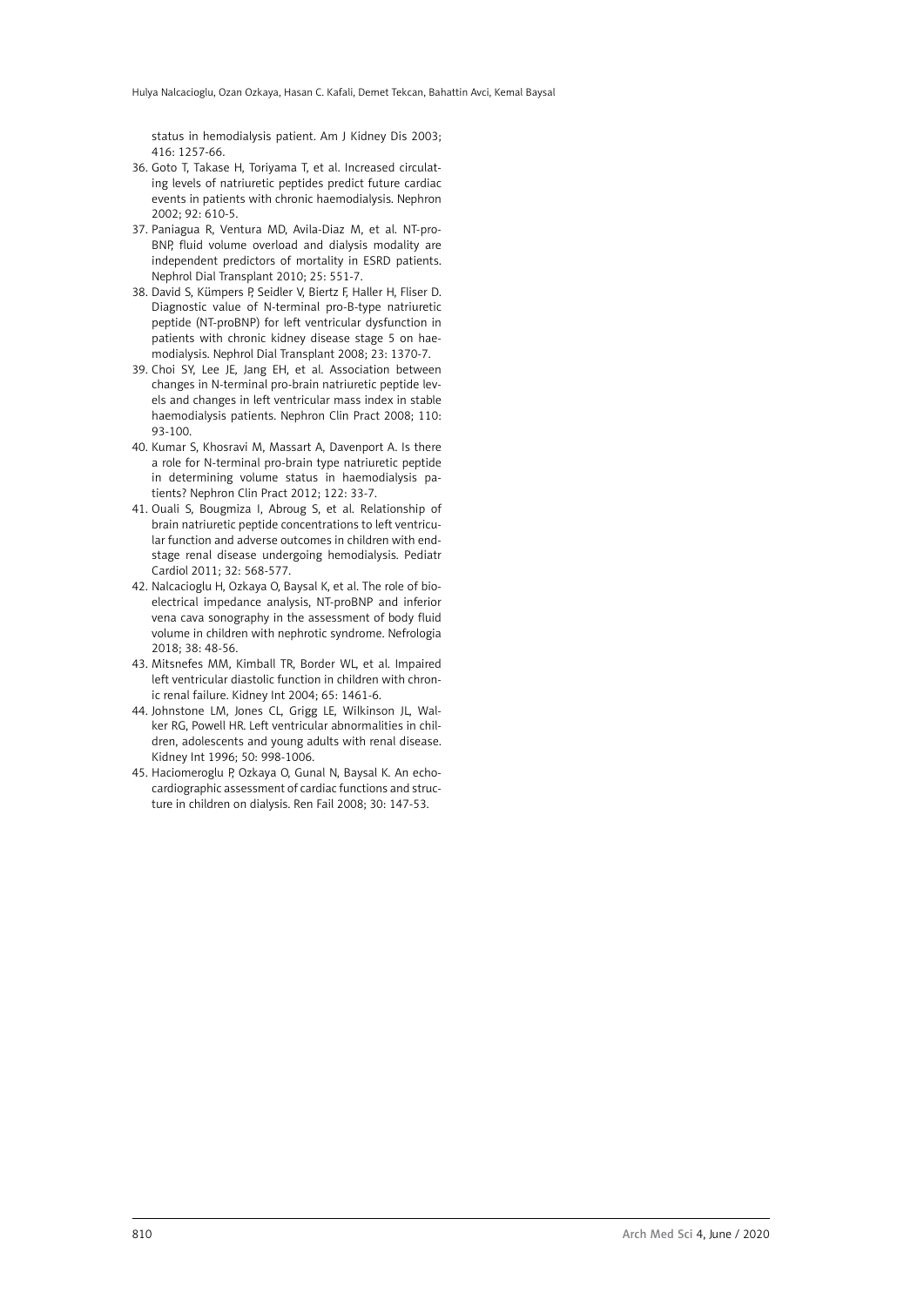status in hemodialysis patient. Am J Kidney Dis 2003; 416: 1257-66.

36. Goto T, Takase H, Toriyama T, et al. Increased circulating levels of natriuretic peptides predict future cardiac events in patients with chronic haemodialysis. Nephron 2002; 92: 610-5.
37. Paniagua R, Ventura MD, Avila-Diaz M, et al. NT-proBNP, fluid volume overload and dialysis modality are independent predictors of mortality in ESRD patients. Nephrol Dial Transplant 2010; 25: 551-7.
38. David S, Kümpers P, Seidler V, Biertz F, Haller H, Fliser D. Diagnostic value of N-terminal pro-B-type natriuretic peptide (NT-proBNP) for left ventricular dysfunction in patients with chronic kidney disease stage 5 on haemodialysis. Nephrol Dial Transplant 2008; 23: 1370-7.
39. Choi SY, Lee JE, Jang EH, et al. Association between changes in N-terminal pro-brain natriuretic peptide levels and changes in left ventricular mass index in stable haemodialysis patients. Nephron Clin Pract 2008; 110: 93-100.
40. Kumar S, Khosravi M, Massart A, Davenport A. Is there a role for N-terminal pro-brain type natriuretic peptide in determining volume status in haemodialysis patients? Nephron Clin Pract 2012; 122: 33-7.
41. Ouali S, Bougmiza I, Abroug S, et al. Relationship of brain natriuretic peptide concentrations to left ventricular function and adverse outcomes in children with end-stage renal disease undergoing hemodialysis. Pediatr Cardiol 2011; 32: 568-577.
42. Nalcacioglu H, Ozkaya O, Baysal K, et al. The role of bioelectrical impedance analysis, NT-proBNP and inferior vena cava sonography in the assessment of body fluid volume in children with nephrotic syndrome. Nefrologia 2018; 38: 48-56.
43. Mitsnefes MM, Kimball TR, Border WL, et al. Impaired left ventricular diastolic function in children with chronic renal failure. Kidney Int 2004; 65: 1461-6.
44. Johnstone LM, Jones CL, Grigg LE, Wilkinson JL, Walker RG, Powell HR. Left ventricular abnormalities in children, adolescents and young adults with renal disease. Kidney Int 1996; 50: 998-1006.
45. Haciomeroglu P, Ozkaya O, Gunal N, Baysal K. An echocardiographic assessment of cardiac functions and structure in children on dialysis. Ren Fail 2008; 30: 147-53.